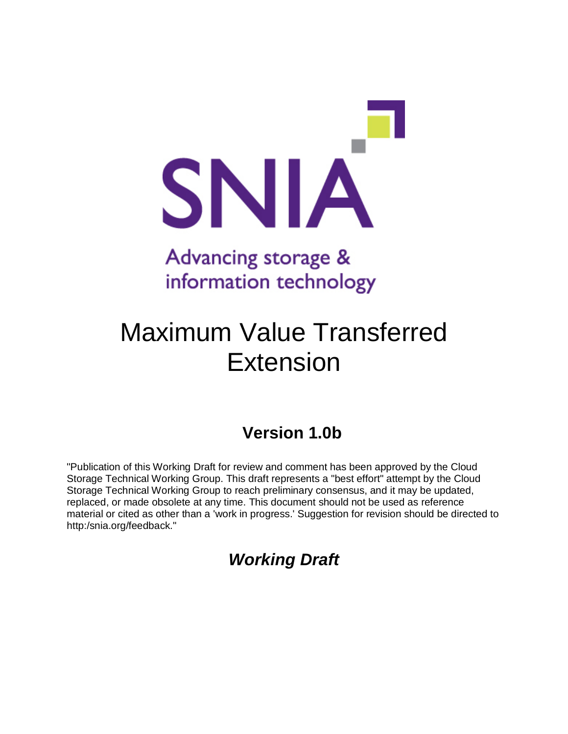SNIA

Advancing storage & information technology

# Maximum Value Transferred Extension

## Version 1.0b

"Publication of this Working Draft for review and comment has been approved by the Cloud Storage Technical Working Group. This draft represents a "best effort" attempt by the Cloud Storage Technical Working Group to reach preliminary consensus, and it may be updated, replaced, or made obsolete at any time. This document should not be used as reference material or cited as other than a 'work in progress.' Suggestion for revision should be directed to http:/snia.org/feedback."

## *Working Draft*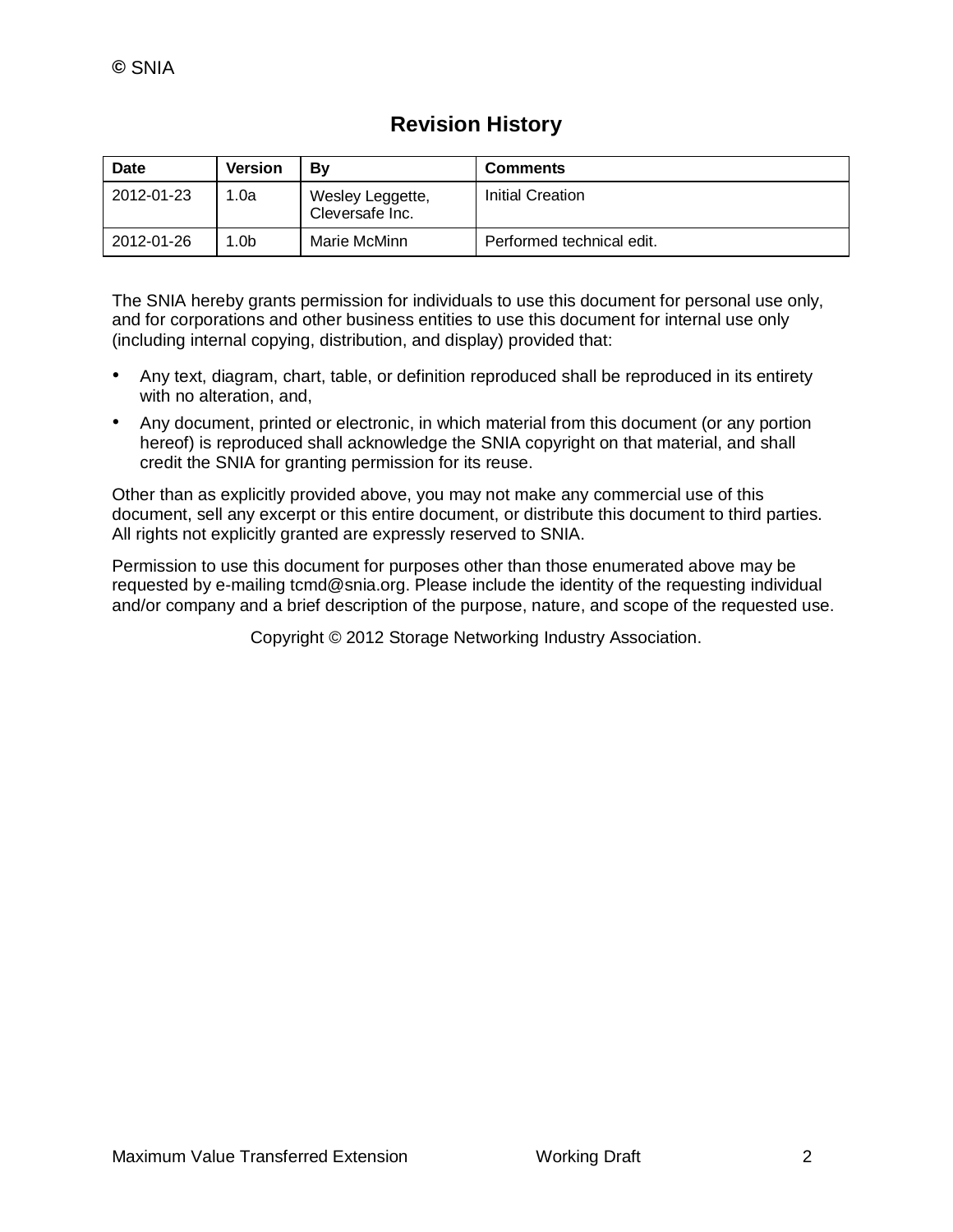## Revision History

| Date | Version | By | Comments |
|---|---|---|---|
| 2012-01-23 | 1.0a | Wesley Leggette, Cleversafe Inc. | Initial Creation |
| 2012-01-26 | 1.0b | Marie McMinn | Performed technical edit. |

The SNIA hereby grants permission for individuals to use this document for personal use only, and for corporations and other business entities to use this document for internal use only (including internal copying, distribution, and display) provided that:

- Any text, diagram, chart, table, or definition reproduced shall be reproduced in its entirety with no alteration, and,
- Any document, printed or electronic, in which material from this document (or any portion hereof) is reproduced shall acknowledge the SNIA copyright on that material, and shall credit the SNIA for granting permission for its reuse.

Other than as explicitly provided above, you may not make any commercial use of this document, sell any excerpt or this entire document, or distribute this document to third parties. All rights not explicitly granted are expressly reserved to SNIA.

Permission to use this document for purposes other than those enumerated above may be requested by e-mailing tcmd@snia.org. Please include the identity of the requesting individual and/or company and a brief description of the purpose, nature, and scope of the requested use.

Copyright © 2012 Storage Networking Industry Association.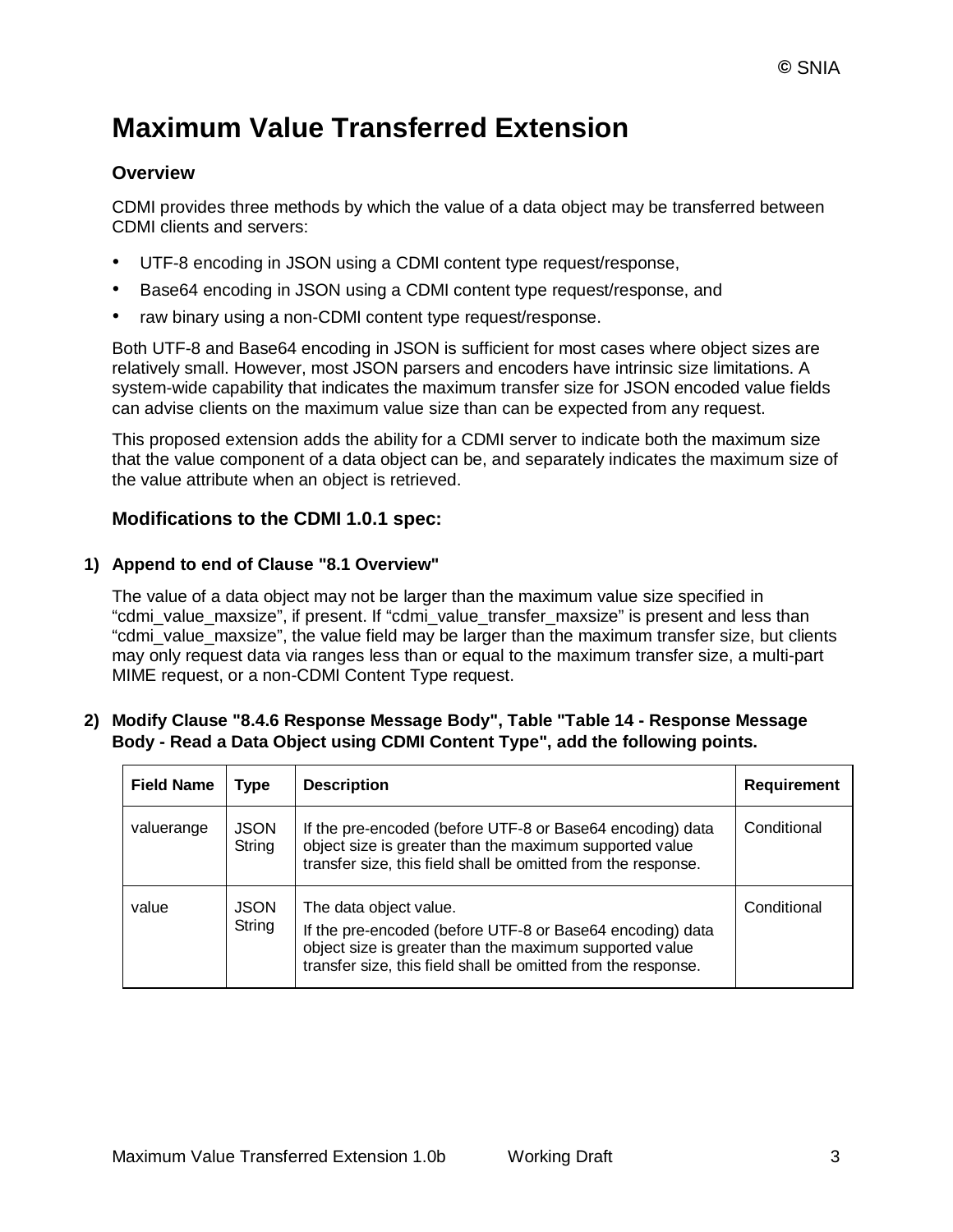# Maximum Value Transferred Extension

### Overview

CDMI provides three methods by which the value of a data object may be transferred between CDMI clients and servers:

- UTF-8 encoding in JSON using a CDMI content type request/response,
- Base64 encoding in JSON using a CDMI content type request/response, and
- raw binary using a non-CDMI content type request/response.

Both UTF-8 and Base64 encoding in JSON is sufficient for most cases where object sizes are relatively small. However, most JSON parsers and encoders have intrinsic size limitations. A system-wide capability that indicates the maximum transfer size for JSON encoded value fields can advise clients on the maximum value size than can be expected from any request.

This proposed extension adds the ability for a CDMI server to indicate both the maximum size that the value component of a data object can be, and separately indicates the maximum size of the value attribute when an object is retrieved.

### Modifications to the CDMI 1.0.1 spec:

**1) Append to end of Clause "8.1 Overview"**

The value of a data object may not be larger than the maximum value size specified in “cdmi_value_maxsize”, if present. If “cdmi_value_transfer_maxsize” is present and less than “cdmi_value_maxsize”, the value field may be larger than the maximum transfer size, but clients may only request data via ranges less than or equal to the maximum transfer size, a multi-part MIME request, or a non-CDMI Content Type request.

**2) Modify Clause "8.4.6 Response Message Body", Table "Table 14 - Response Message Body - Read a Data Object using CDMI Content Type", add the following points.**

| Field Name | Type | Description | Requirement |
|---|---|---|---|
| valuerange | JSON String | If the pre-encoded (before UTF-8 or Base64 encoding) data object size is greater than the maximum supported value transfer size, this field shall be omitted from the response. | Conditional |
| value | JSON String | The data object value.<br>If the pre-encoded (before UTF-8 or Base64 encoding) data object size is greater than the maximum supported value transfer size, this field shall be omitted from the response. | Conditional |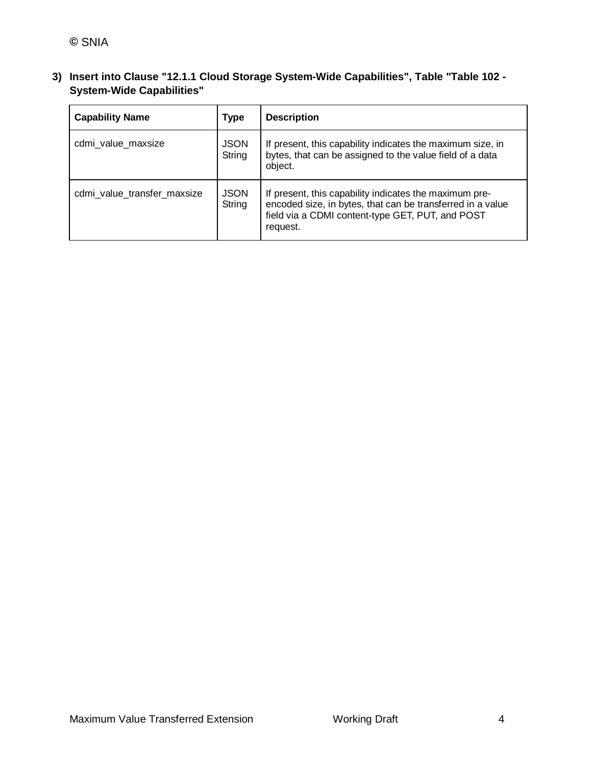3) **Insert into Clause "12.1.1 Cloud Storage System-Wide Capabilities", Table "Table 102 - System-Wide Capabilities"**

| Capability Name | Type | Description |
|---|---|---|
| cdmi_value_maxsize | JSON String | If present, this capability indicates the maximum size, in bytes, that can be assigned to the value field of a data object. |
| cdmi_value_transfer_maxsize | JSON String | If present, this capability indicates the maximum pre-encoded size, in bytes, that can be transferred in a value field via a CDMI content-type GET, PUT, and POST request. |